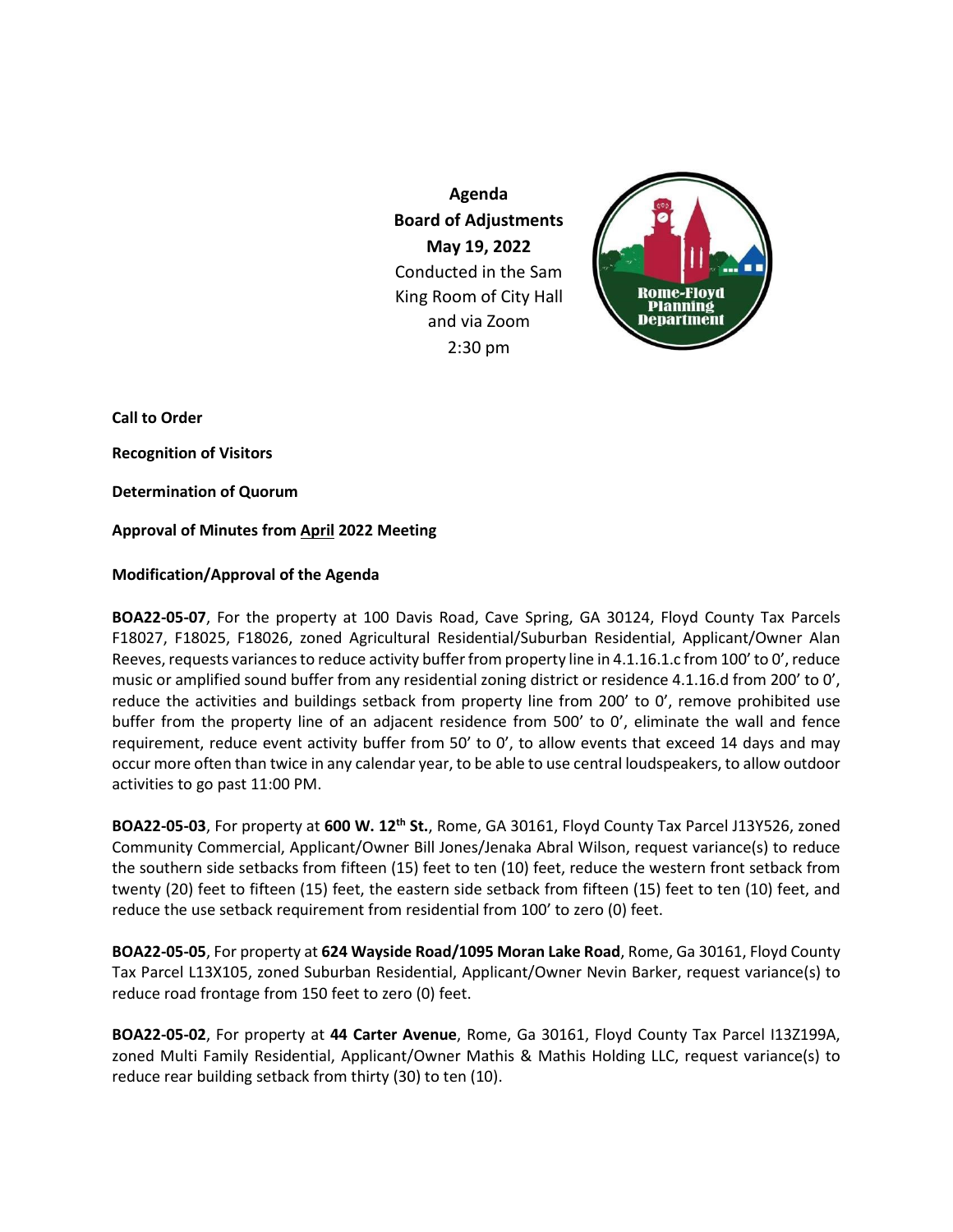**Agenda**
**Board of Adjustments**
**May 19, 2022**
Conducted in the Sam King Room of City Hall and via Zoom
2:30 pm

**Call to Order**

**Recognition of Visitors**

**Determination of Quorum**

**Approval of Minutes from April 2022 Meeting**

**Modification/Approval of the Agenda**

**BOA22-05-07**, For the property at 100 Davis Road, Cave Spring, GA 30124, Floyd County Tax Parcels F18027, F18025, F18026, zoned Agricultural Residential/Suburban Residential, Applicant/Owner Alan Reeves, requests variances to reduce activity buffer from property line in 4.1.16.1.c from 100' to 0', reduce music or amplified sound buffer from any residential zoning district or residence 4.1.16.d from 200' to 0', reduce the activities and buildings setback from property line from 200' to 0', remove prohibited use buffer from the property line of an adjacent residence from 500' to 0', eliminate the wall and fence requirement, reduce event activity buffer from 50' to 0', to allow events that exceed 14 days and may occur more often than twice in any calendar year, to be able to use central loudspeakers, to allow outdoor activities to go past 11:00 PM.

**BOA22-05-03**, For property at **600 W. 12th St.**, Rome, GA 30161, Floyd County Tax Parcel J13Y526, zoned Community Commercial, Applicant/Owner Bill Jones/Jenaka Abral Wilson, request variance(s) to reduce the southern side setbacks from fifteen (15) feet to ten (10) feet, reduce the western front setback from twenty (20) feet to fifteen (15) feet, the eastern side setback from fifteen (15) feet to ten (10) feet, and reduce the use setback requirement from residential from 100' to zero (0) feet.

**BOA22-05-05**, For property at **624 Wayside Road/1095 Moran Lake Road**, Rome, Ga 30161, Floyd County Tax Parcel L13X105, zoned Suburban Residential, Applicant/Owner Nevin Barker, request variance(s) to reduce road frontage from 150 feet to zero (0) feet.

**BOA22-05-02**, For property at **44 Carter Avenue**, Rome, Ga 30161, Floyd County Tax Parcel I13Z199A, zoned Multi Family Residential, Applicant/Owner Mathis & Mathis Holding LLC, request variance(s) to reduce rear building setback from thirty (30) to ten (10).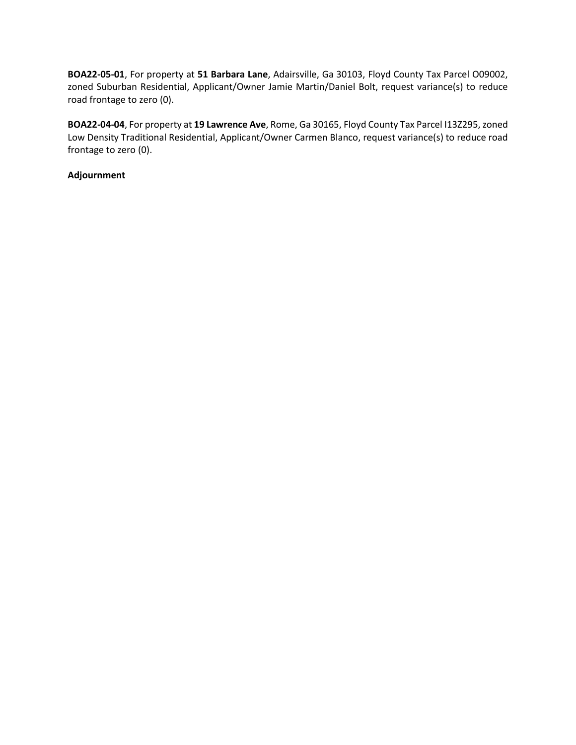**BOA22-05-01**, For property at **51 Barbara Lane**, Adairsville, Ga 30103, Floyd County Tax Parcel O09002, zoned Suburban Residential, Applicant/Owner Jamie Martin/Daniel Bolt, request variance(s) to reduce road frontage to zero (0).

**BOA22-04-04**, For property at **19 Lawrence Ave**, Rome, Ga 30165, Floyd County Tax Parcel I13Z295, zoned Low Density Traditional Residential, Applicant/Owner Carmen Blanco, request variance(s) to reduce road frontage to zero (0).

**Adjournment**